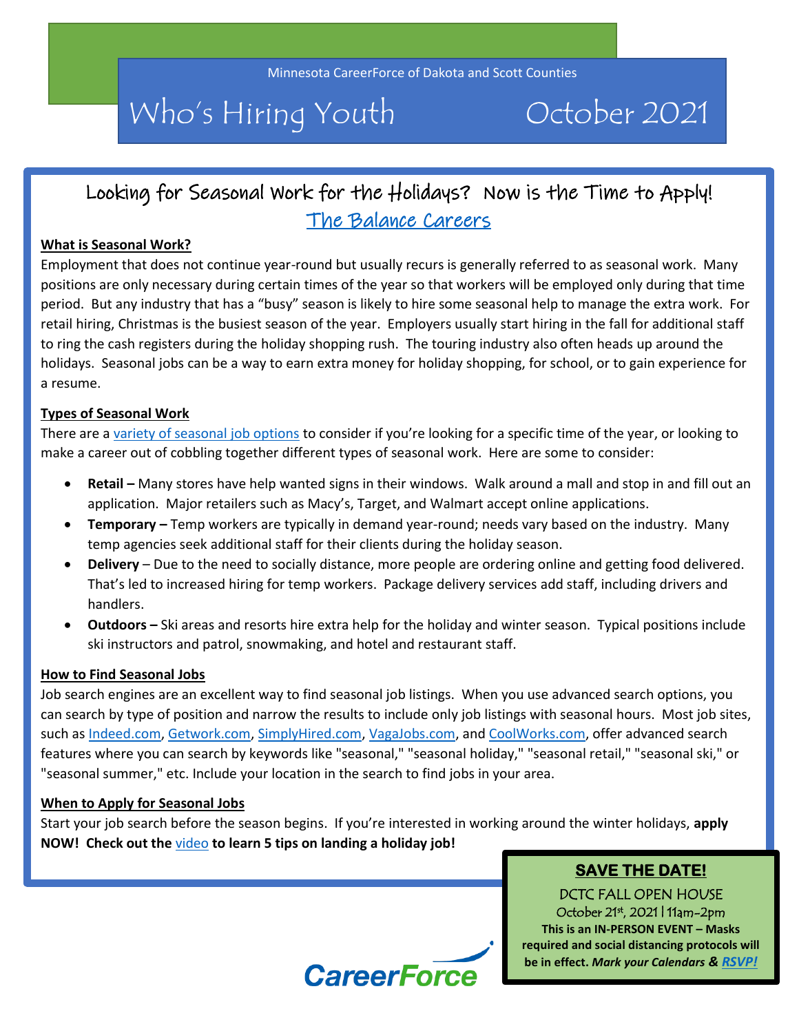Minnesota CareerForce of Dakota and Scott Counties

# Who's Hiring Youth October 2021

## Looking for Seasonal Work for the Holidays? Now is the Time to Apply!

[The Balance Careers]

**What is Seasonal Work?**

Employment that does not continue year-round but usually recurs is generally referred to as seasonal work. Many positions are only necessary during certain times of the year so that workers will be employed only during that time period. But any industry that has a "busy" season is likely to hire some seasonal help to manage the extra work. For retail hiring, Christmas is the busiest season of the year. Employers usually start hiring in the fall for additional staff to ring the cash registers during the holiday shopping rush. The touring industry also often heads up around the holidays. Seasonal jobs can be a way to earn extra money for holiday shopping, for school, or to gain experience for a resume.

**Types of Seasonal Work**

There are a variety of seasonal job options to consider if you're looking for a specific time of the year, or looking to make a career out of cobbling together different types of seasonal work. Here are some to consider:

- **Retail –** Many stores have help wanted signs in their windows. Walk around a mall and stop in and fill out an application. Major retailers such as Macy's, Target, and Walmart accept online applications.
- **Temporary –** Temp workers are typically in demand year-round; needs vary based on the industry. Many temp agencies seek additional staff for their clients during the holiday season.
- **Delivery** – Due to the need to socially distance, more people are ordering online and getting food delivered. That's led to increased hiring for temp workers. Package delivery services add staff, including drivers and handlers.
- **Outdoors –** Ski areas and resorts hire extra help for the holiday and winter season. Typical positions include ski instructors and patrol, snowmaking, and hotel and restaurant staff.

**How to Find Seasonal Jobs**

Job search engines are an excellent way to find seasonal job listings. When you use advanced search options, you can search by type of position and narrow the results to include only job listings with seasonal hours. Most job sites, such as Indeed.com, Getwork.com, SimplyHired.com, VagaJobs.com, and CoolWorks.com, offer advanced search features where you can search by keywords like "seasonal," "seasonal holiday," "seasonal retail," "seasonal ski," or "seasonal summer," etc. Include your location in the search to find jobs in your area.

**When to Apply for Seasonal Jobs**

Start your job search before the season begins. If you're interested in working around the winter holidays, **apply NOW! Check out the** video **to learn 5 tips on landing a holiday job!**

**SAVE THE DATE!**

DCTC FALL OPEN HOUSE

October 21st, 2021 | 11am-2pm

**This is an IN-PERSON EVENT – Masks required and social distancing protocols will be in effect.** ***Mark your Calendars & RSVP!***

CareerForce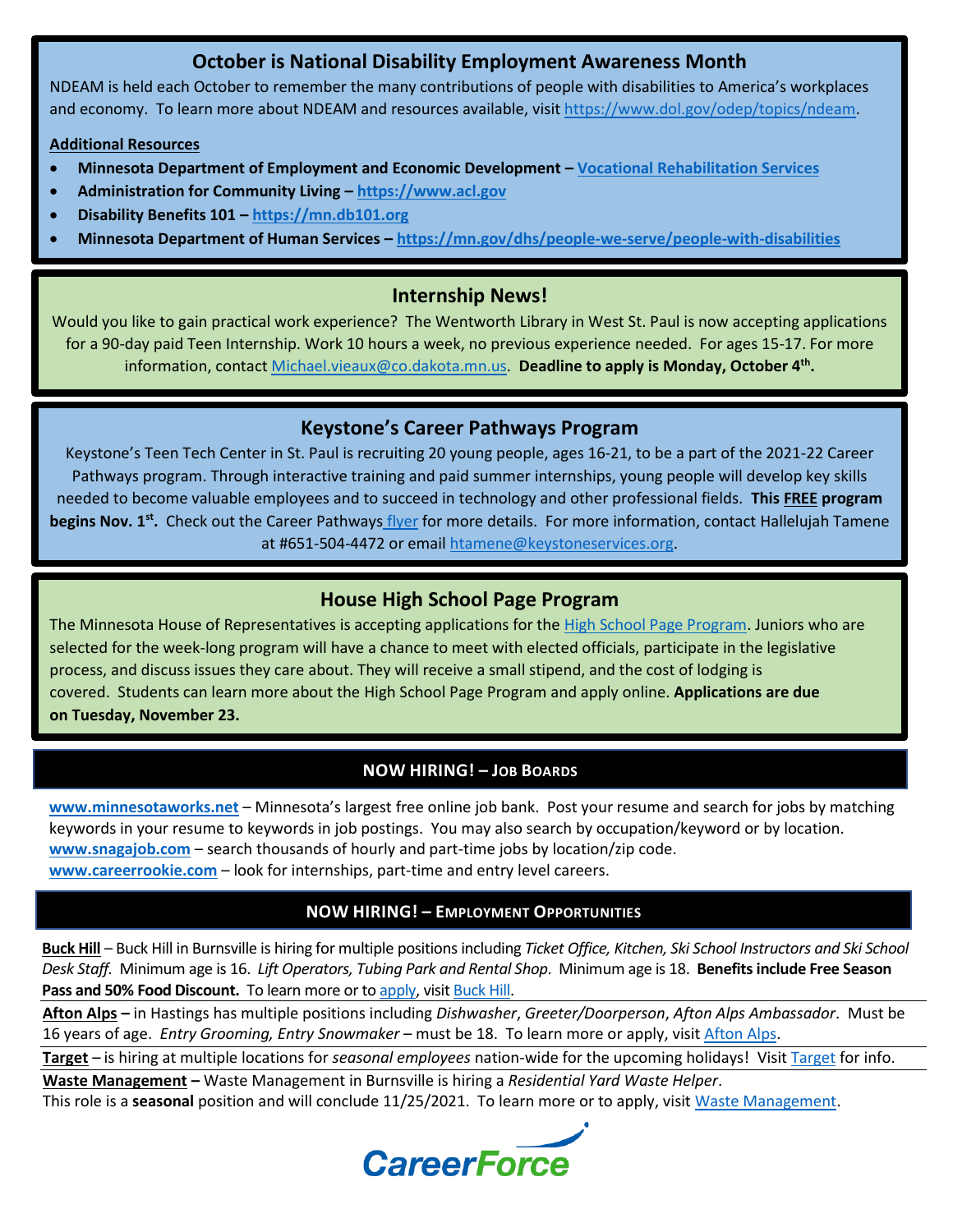## October is National Disability Employment Awareness Month

NDEAM is held each October to remember the many contributions of people with disabilities to America's workplaces and economy. To learn more about NDEAM and resources available, visit https://www.dol.gov/odep/topics/ndeam.

**Additional Resources**

- **Minnesota Department of Employment and Economic Development – Vocational Rehabilitation Services**
- **Administration for Community Living – https://www.acl.gov**
- **Disability Benefits 101 – https://mn.db101.org**
- **Minnesota Department of Human Services – https://mn.gov/dhs/people-we-serve/people-with-disabilities**

## Internship News!

Would you like to gain practical work experience? The Wentworth Library in West St. Paul is now accepting applications for a 90-day paid Teen Internship. Work 10 hours a week, no previous experience needed. For ages 15-17. For more information, contact Michael.vieaux@co.dakota.mn.us. **Deadline to apply is Monday, October 4th.**

## Keystone's Career Pathways Program

Keystone's Teen Tech Center in St. Paul is recruiting 20 young people, ages 16-21, to be a part of the 2021-22 Career Pathways program. Through interactive training and paid summer internships, young people will develop key skills needed to become valuable employees and to succeed in technology and other professional fields. **This FREE program begins Nov. 1st.** Check out the Career Pathways flyer for more details. For more information, contact Hallelujah Tamene at #651-504-4472 or email htamene@keystoneservices.org.

## House High School Page Program

The Minnesota House of Representatives is accepting applications for the High School Page Program. Juniors who are selected for the week-long program will have a chance to meet with elected officials, participate in the legislative process, and discuss issues they care about. They will receive a small stipend, and the cost of lodging is covered. Students can learn more about the High School Page Program and apply online. **Applications are due on Tuesday, November 23.**

## NOW HIRING! – JOB BOARDS

**www.minnesotaworks.net** – Minnesota's largest free online job bank. Post your resume and search for jobs by matching keywords in your resume to keywords in job postings. You may also search by occupation/keyword or by location.
**www.snagajob.com** – search thousands of hourly and part-time jobs by location/zip code.
**www.careerrookie.com** – look for internships, part-time and entry level careers.

## NOW HIRING! – EMPLOYMENT OPPORTUNITIES

**Buck Hill** – Buck Hill in Burnsville is hiring for multiple positions including *Ticket Office, Kitchen, Ski School Instructors and Ski School Desk Staff*. Minimum age is 16. *Lift Operators, Tubing Park and Rental Shop*. Minimum age is 18. **Benefits include Free Season Pass and 50% Food Discount.** To learn more or to apply, visit Buck Hill.

**Afton Alps –** in Hastings has multiple positions including *Dishwasher*, *Greeter/Doorperson*, *Afton Alps Ambassador*. Must be 16 years of age. *Entry Grooming, Entry Snowmaker* – must be 18. To learn more or apply, visit Afton Alps.

**Target** – is hiring at multiple locations for *seasonal employees* nation-wide for the upcoming holidays! Visit Target for info.

**Waste Management –** Waste Management in Burnsville is hiring a *Residential Yard Waste Helper*.
This role is a **seasonal** position and will conclude 11/25/2021. To learn more or to apply, visit Waste Management.

CareerForce